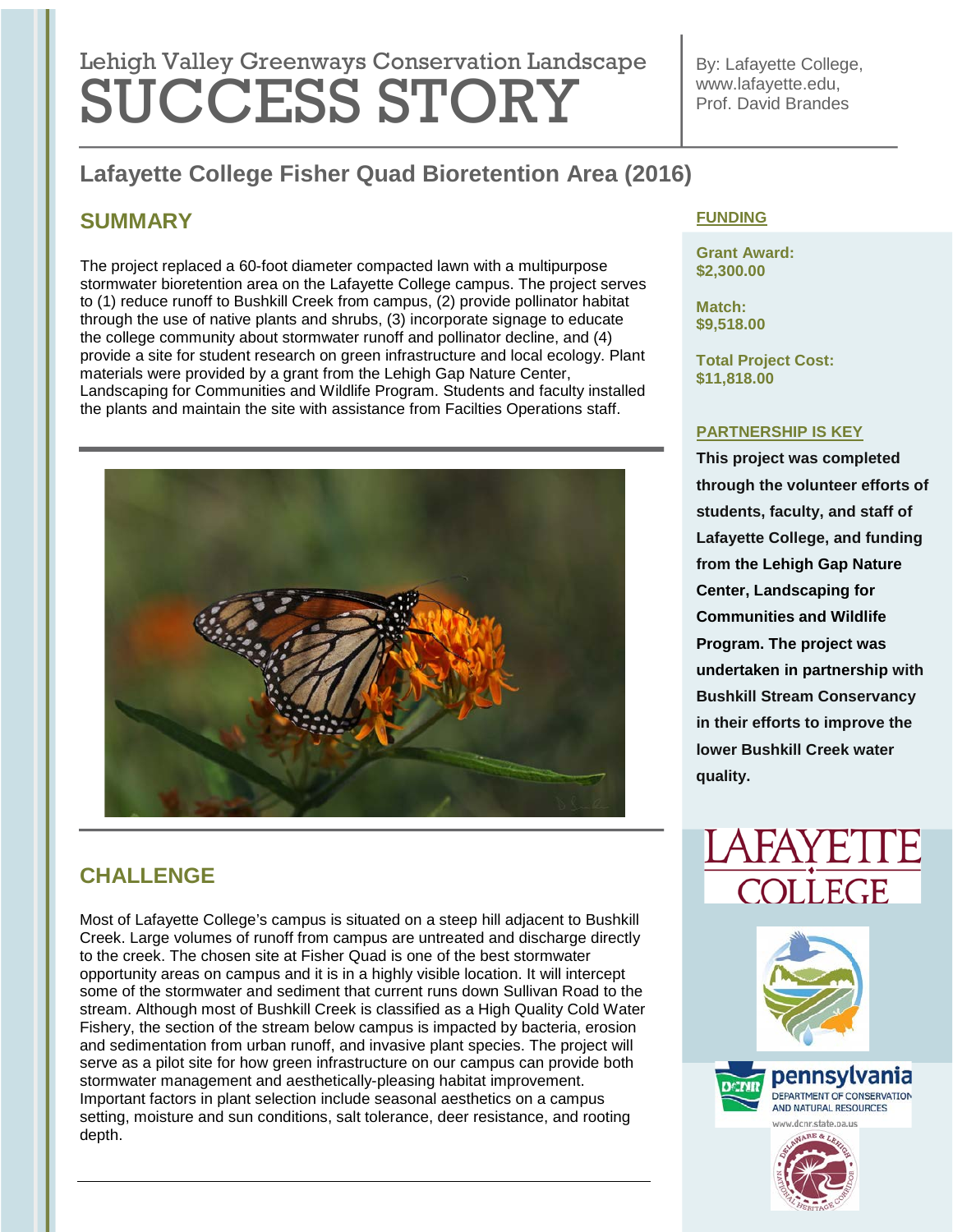Lehigh Valley Greenways Conservation Landscape

# SUCCESS STORY

By: Lafayette College, www.lafayette.edu, Prof. David Brandes

## Lafayette College Fisher Quad Bioretention Area (2016)

## SUMMARY

The project replaced a 60-foot diameter compacted lawn with a multipurpose stormwater bioretention area on the Lafayette College campus. The project serves to (1) reduce runoff to Bushkill Creek from campus, (2) provide pollinator habitat through the use of native plants and shrubs, (3) incorporate signage to educate the college community about stormwater runoff and pollinator decline, and (4) provide a site for student research on green infrastructure and local ecology. Plant materials were provided by a grant from the Lehigh Gap Nature Center, Landscaping for Communities and Wildlife Program. Students and faculty installed the plants and maintain the site with assistance from Facilties Operations staff.

## CHALLENGE

Most of Lafayette College's campus is situated on a steep hill adjacent to Bushkill Creek. Large volumes of runoff from campus are untreated and discharge directly to the creek. The chosen site at Fisher Quad is one of the best stormwater opportunity areas on campus and it is in a highly visible location. It will intercept some of the stormwater and sediment that current runs down Sullivan Road to the stream. Although most of Bushkill Creek is classified as a High Quality Cold Water Fishery, the section of the stream below campus is impacted by bacteria, erosion and sedimentation from urban runoff, and invasive plant species. The project will serve as a pilot site for how green infrastructure on our campus can provide both stormwater management and aesthetically-pleasing habitat improvement. Important factors in plant selection include seasonal aesthetics on a campus setting, moisture and sun conditions, salt tolerance, deer resistance, and rooting depth.

### FUNDING

**Grant Award:**
**$2,300.00**

**Match:**
**$9,518.00**

**Total Project Cost:**
**$11,818.00**

### PARTNERSHIP IS KEY

**This project was completed through the volunteer efforts of students, faculty, and staff of Lafayette College, and funding from the Lehigh Gap Nature Center, Landscaping for Communities and Wildlife Program. The project was undertaken in partnership with Bushkill Stream Conservancy in their efforts to improve the lower Bushkill Creek water quality.**

LAFAYETTE COLLEGE

pennsylvania DEPARTMENT OF CONSERVATION AND NATURAL RESOURCES www.dcnr.state.pa.us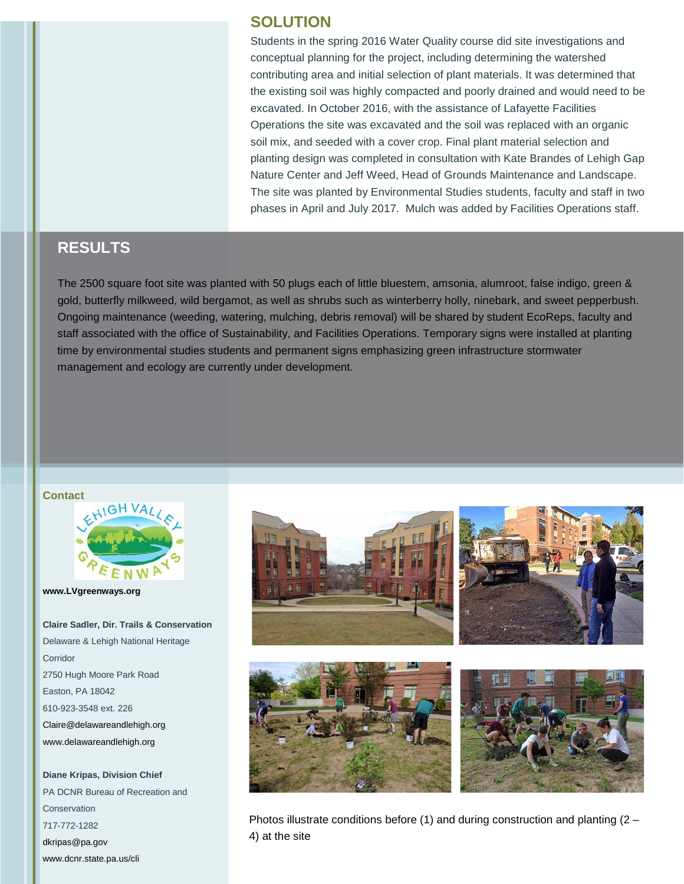## SOLUTION

Students in the spring 2016 Water Quality course did site investigations and conceptual planning for the project, including determining the watershed contributing area and initial selection of plant materials. It was determined that the existing soil was highly compacted and poorly drained and would need to be excavated. In October 2016, with the assistance of Lafayette Facilities Operations the site was excavated and the soil was replaced with an organic soil mix, and seeded with a cover crop. Final plant material selection and planting design was completed in consultation with Kate Brandes of Lehigh Gap Nature Center and Jeff Weed, Head of Grounds Maintenance and Landscape. The site was planted by Environmental Studies students, faculty and staff in two phases in April and July 2017. Mulch was added by Facilities Operations staff.

## RESULTS

The 2500 square foot site was planted with 50 plugs each of little bluestem, amsonia, alumroot, false indigo, green & gold, butterfly milkweed, wild bergamot, as well as shrubs such as winterberry holly, ninebark, and sweet pepperbush. Ongoing maintenance (weeding, watering, mulching, debris removal) will be shared by student EcoReps, faculty and staff associated with the office of Sustainability, and Facilities Operations. Temporary signs were installed at planting time by environmental studies students and permanent signs emphasizing green infrastructure stormwater management and ecology are currently under development.

**Contact**

**www.LVgreenways.org**

**Claire Sadler, Dir. Trails & Conservation**
Delaware & Lehigh National Heritage Corridor
2750 Hugh Moore Park Road
Easton, PA 18042
610-923-3548 ext. 226
Claire@delawareandlehigh.org
www.delawareandlehigh.org

**Diane Kripas, Division Chief**
PA DCNR Bureau of Recreation and Conservation
717-772-1282
dkripas@pa.gov
www.dcnr.state.pa.us/cli

Photos illustrate conditions before (1) and during construction and planting (2 – 4) at the site